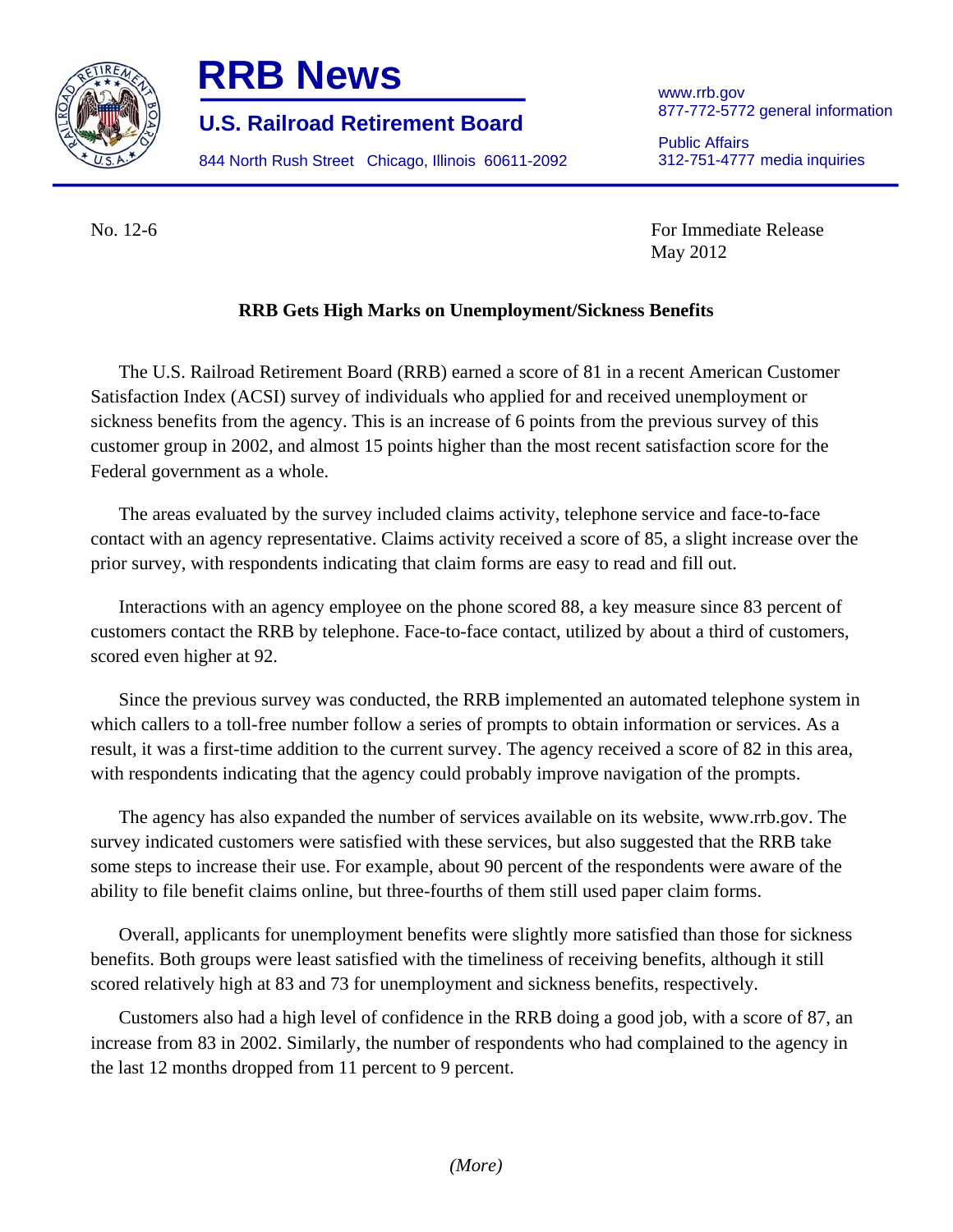# RRB News

## U.S. Railroad Retirement Board

844 North Rush Street Chicago, Illinois 60611-2092

www.rrb.gov
877-772-5772 general information

Public Affairs
312-751-4777 media inquiries

No. 12-6

For Immediate Release
May 2012

**RRB Gets High Marks on Unemployment/Sickness Benefits**

The U.S. Railroad Retirement Board (RRB) earned a score of 81 in a recent American Customer Satisfaction Index (ACSI) survey of individuals who applied for and received unemployment or sickness benefits from the agency. This is an increase of 6 points from the previous survey of this customer group in 2002, and almost 15 points higher than the most recent satisfaction score for the Federal government as a whole.

The areas evaluated by the survey included claims activity, telephone service and face-to-face contact with an agency representative. Claims activity received a score of 85, a slight increase over the prior survey, with respondents indicating that claim forms are easy to read and fill out.

Interactions with an agency employee on the phone scored 88, a key measure since 83 percent of customers contact the RRB by telephone. Face-to-face contact, utilized by about a third of customers, scored even higher at 92.

Since the previous survey was conducted, the RRB implemented an automated telephone system in which callers to a toll-free number follow a series of prompts to obtain information or services. As a result, it was a first-time addition to the current survey. The agency received a score of 82 in this area, with respondents indicating that the agency could probably improve navigation of the prompts.

The agency has also expanded the number of services available on its website, www.rrb.gov. The survey indicated customers were satisfied with these services, but also suggested that the RRB take some steps to increase their use. For example, about 90 percent of the respondents were aware of the ability to file benefit claims online, but three-fourths of them still used paper claim forms.

Overall, applicants for unemployment benefits were slightly more satisfied than those for sickness benefits. Both groups were least satisfied with the timeliness of receiving benefits, although it still scored relatively high at 83 and 73 for unemployment and sickness benefits, respectively.

Customers also had a high level of confidence in the RRB doing a good job, with a score of 87, an increase from 83 in 2002. Similarly, the number of respondents who had complained to the agency in the last 12 months dropped from 11 percent to 9 percent.

*(More)*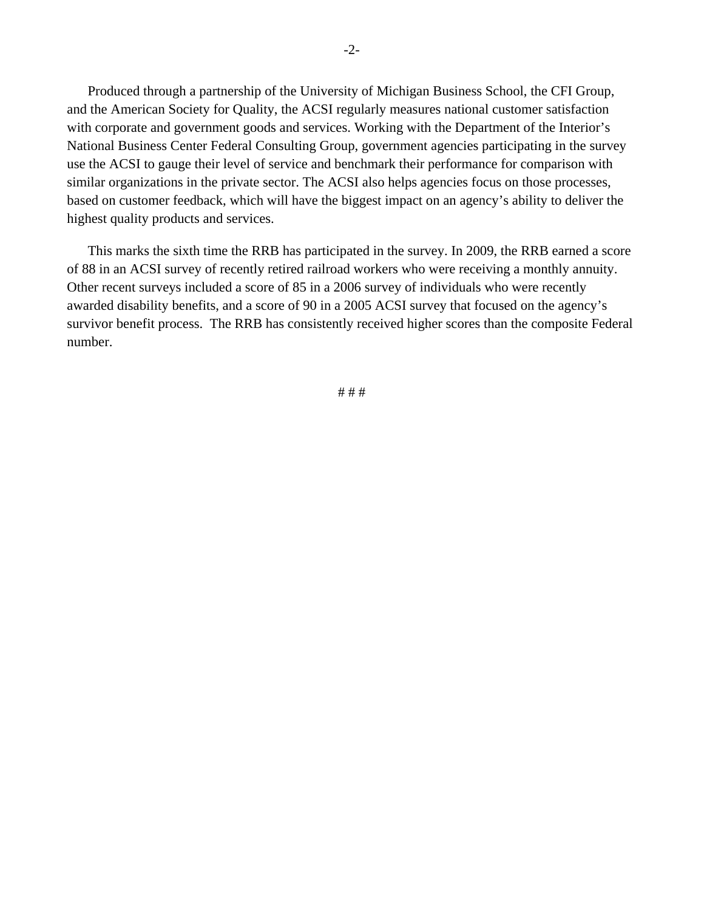Produced through a partnership of the University of Michigan Business School, the CFI Group, and the American Society for Quality, the ACSI regularly measures national customer satisfaction with corporate and government goods and services. Working with the Department of the Interior's National Business Center Federal Consulting Group, government agencies participating in the survey use the ACSI to gauge their level of service and benchmark their performance for comparison with similar organizations in the private sector. The ACSI also helps agencies focus on those processes, based on customer feedback, which will have the biggest impact on an agency's ability to deliver the highest quality products and services.

This marks the sixth time the RRB has participated in the survey. In 2009, the RRB earned a score of 88 in an ACSI survey of recently retired railroad workers who were receiving a monthly annuity. Other recent surveys included a score of 85 in a 2006 survey of individuals who were recently awarded disability benefits, and a score of 90 in a 2005 ACSI survey that focused on the agency's survivor benefit process. The RRB has consistently received higher scores than the composite Federal number.

# # #